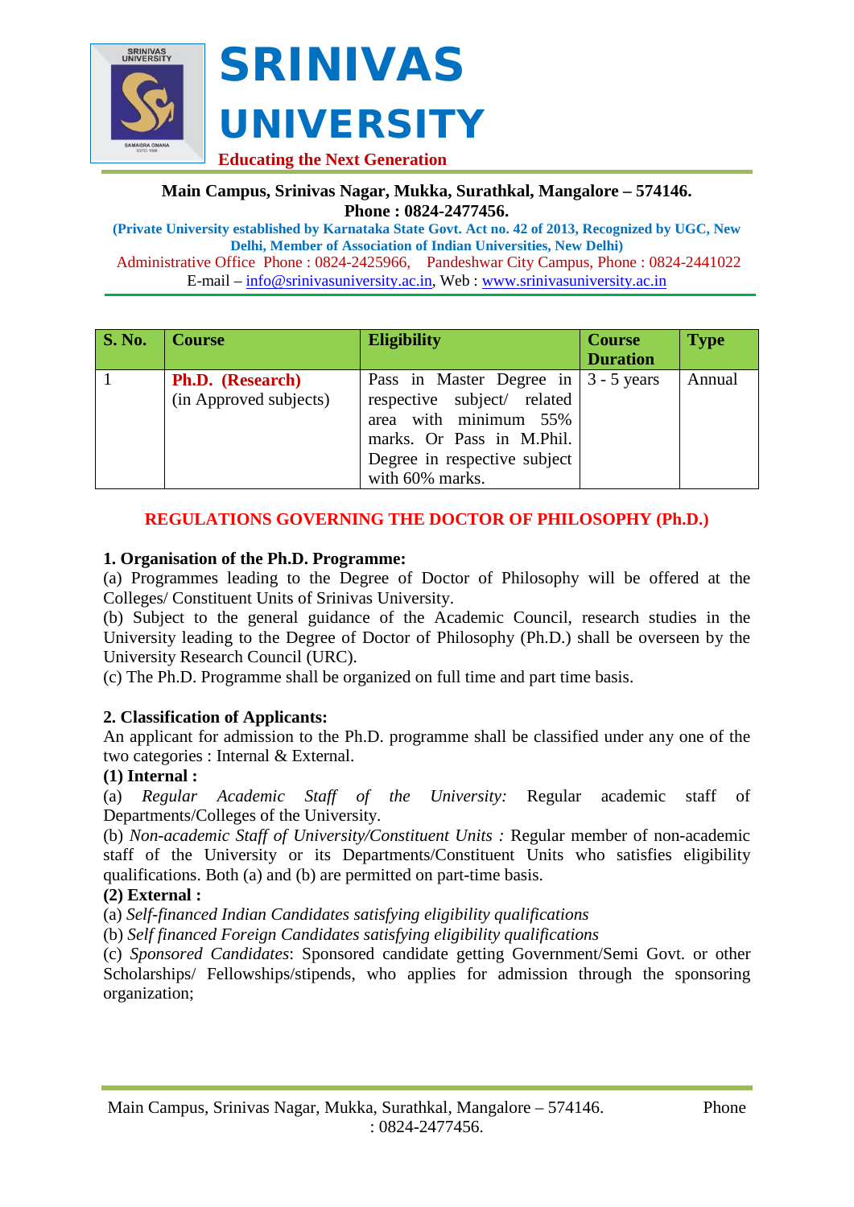# SRINIVAS UNIVERSITY

**Educating the Next Generation**

**Main Campus, Srinivas Nagar, Mukka, Surathkal, Mangalore – 574146.**
**Phone : 0824-2477456.**

**(Private University established by Karnataka State Govt. Act no. 42 of 2013, Recognized by UGC, New Delhi, Member of Association of Indian Universities, New Delhi)**

Administrative Office Phone : 0824-2425966, Pandeshwar City Campus, Phone : 0824-2441022

E-mail – info@srinivasuniversity.ac.in, Web : www.srinivasuniversity.ac.in

| S. No. | Course | Eligibility | Course Duration | Type |
|---|---|---|---|---|
| 1 | **Ph.D. (Research)** (in Approved subjects) | Pass in Master Degree in respective subject/ related area with minimum 55% marks. Or Pass in M.Phil. Degree in respective subject with 60% marks. | 3 - 5 years | Annual |

## REGULATIONS GOVERNING THE DOCTOR OF PHILOSOPHY (Ph.D.)

### 1. Organisation of the Ph.D. Programme:

(a) Programmes leading to the Degree of Doctor of Philosophy will be offered at the Colleges/ Constituent Units of Srinivas University.

(b) Subject to the general guidance of the Academic Council, research studies in the University leading to the Degree of Doctor of Philosophy (Ph.D.) shall be overseen by the University Research Council (URC).

(c) The Ph.D. Programme shall be organized on full time and part time basis.

### 2. Classification of Applicants:

An applicant for admission to the Ph.D. programme shall be classified under any one of the two categories : Internal & External.

**(1) Internal :**

(a) *Regular Academic Staff of the University:* Regular academic staff of Departments/Colleges of the University.

(b) *Non-academic Staff of University/Constituent Units :* Regular member of non-academic staff of the University or its Departments/Constituent Units who satisfies eligibility qualifications. Both (a) and (b) are permitted on part-time basis.

**(2) External :**

(a) *Self-financed Indian Candidates satisfying eligibility qualifications*

(b) *Self financed Foreign Candidates satisfying eligibility qualifications*

(c) *Sponsored Candidates*: Sponsored candidate getting Government/Semi Govt. or other Scholarships/ Fellowships/stipends, who applies for admission through the sponsoring organization;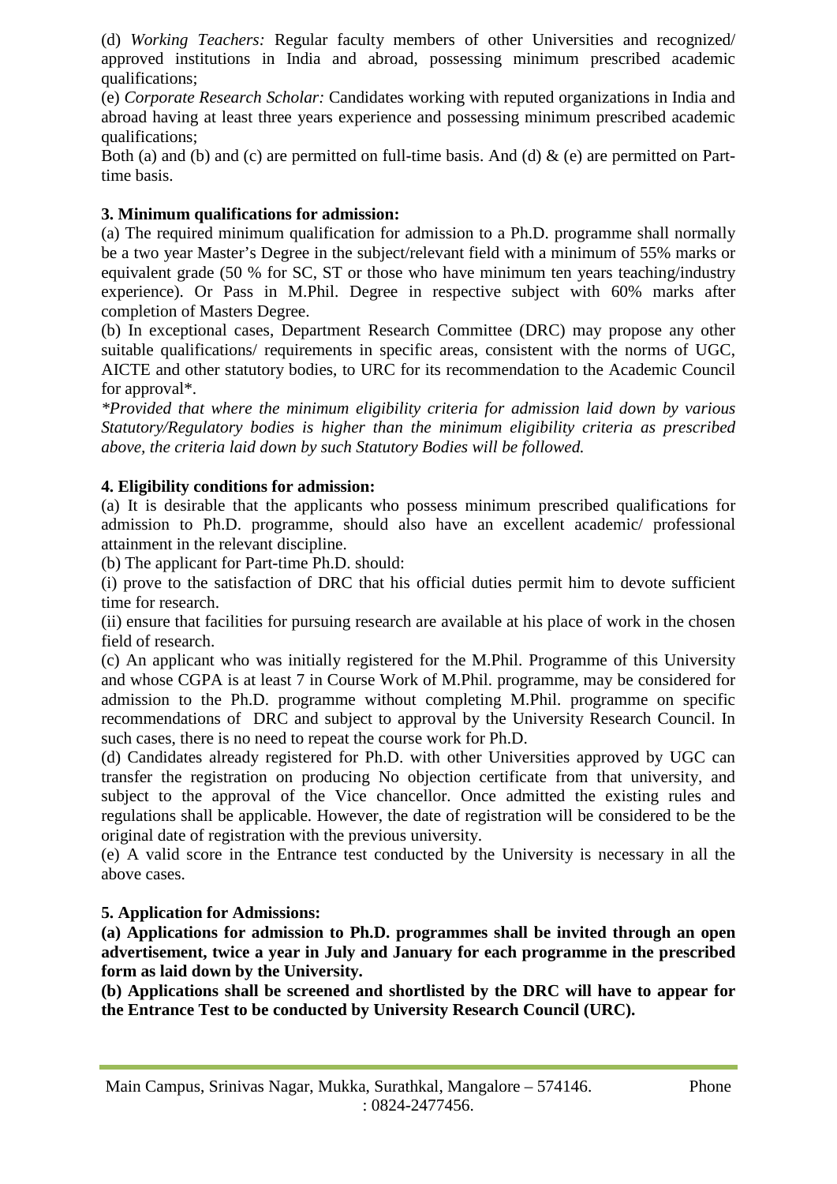(d) *Working Teachers:* Regular faculty members of other Universities and recognized/ approved institutions in India and abroad, possessing minimum prescribed academic qualifications;

(e) *Corporate Research Scholar:* Candidates working with reputed organizations in India and abroad having at least three years experience and possessing minimum prescribed academic qualifications;

Both (a) and (b) and (c) are permitted on full-time basis. And (d) & (e) are permitted on Part-time basis.

**3. Minimum qualifications for admission:**

(a) The required minimum qualification for admission to a Ph.D. programme shall normally be a two year Master's Degree in the subject/relevant field with a minimum of 55% marks or equivalent grade (50 % for SC, ST or those who have minimum ten years teaching/industry experience). Or Pass in M.Phil. Degree in respective subject with 60% marks after completion of Masters Degree.

(b) In exceptional cases, Department Research Committee (DRC) may propose any other suitable qualifications/ requirements in specific areas, consistent with the norms of UGC, AICTE and other statutory bodies, to URC for its recommendation to the Academic Council for approval*.

*\*Provided that where the minimum eligibility criteria for admission laid down by various Statutory/Regulatory bodies is higher than the minimum eligibility criteria as prescribed above, the criteria laid down by such Statutory Bodies will be followed.*

**4. Eligibility conditions for admission:**

(a) It is desirable that the applicants who possess minimum prescribed qualifications for admission to Ph.D. programme, should also have an excellent academic/ professional attainment in the relevant discipline.

(b) The applicant for Part-time Ph.D. should:

(i) prove to the satisfaction of DRC that his official duties permit him to devote sufficient time for research.

(ii) ensure that facilities for pursuing research are available at his place of work in the chosen field of research.

(c) An applicant who was initially registered for the M.Phil. Programme of this University and whose CGPA is at least 7 in Course Work of M.Phil. programme, may be considered for admission to the Ph.D. programme without completing M.Phil. programme on specific recommendations of DRC and subject to approval by the University Research Council. In such cases, there is no need to repeat the course work for Ph.D.

(d) Candidates already registered for Ph.D. with other Universities approved by UGC can transfer the registration on producing No objection certificate from that university, and subject to the approval of the Vice chancellor. Once admitted the existing rules and regulations shall be applicable. However, the date of registration will be considered to be the original date of registration with the previous university.

(e) A valid score in the Entrance test conducted by the University is necessary in all the above cases.

**5. Application for Admissions:**

**(a) Applications for admission to Ph.D. programmes shall be invited through an open advertisement, twice a year in July and January for each programme in the prescribed form as laid down by the University.**

**(b) Applications shall be screened and shortlisted by the DRC will have to appear for the Entrance Test to be conducted by University Research Council (URC).**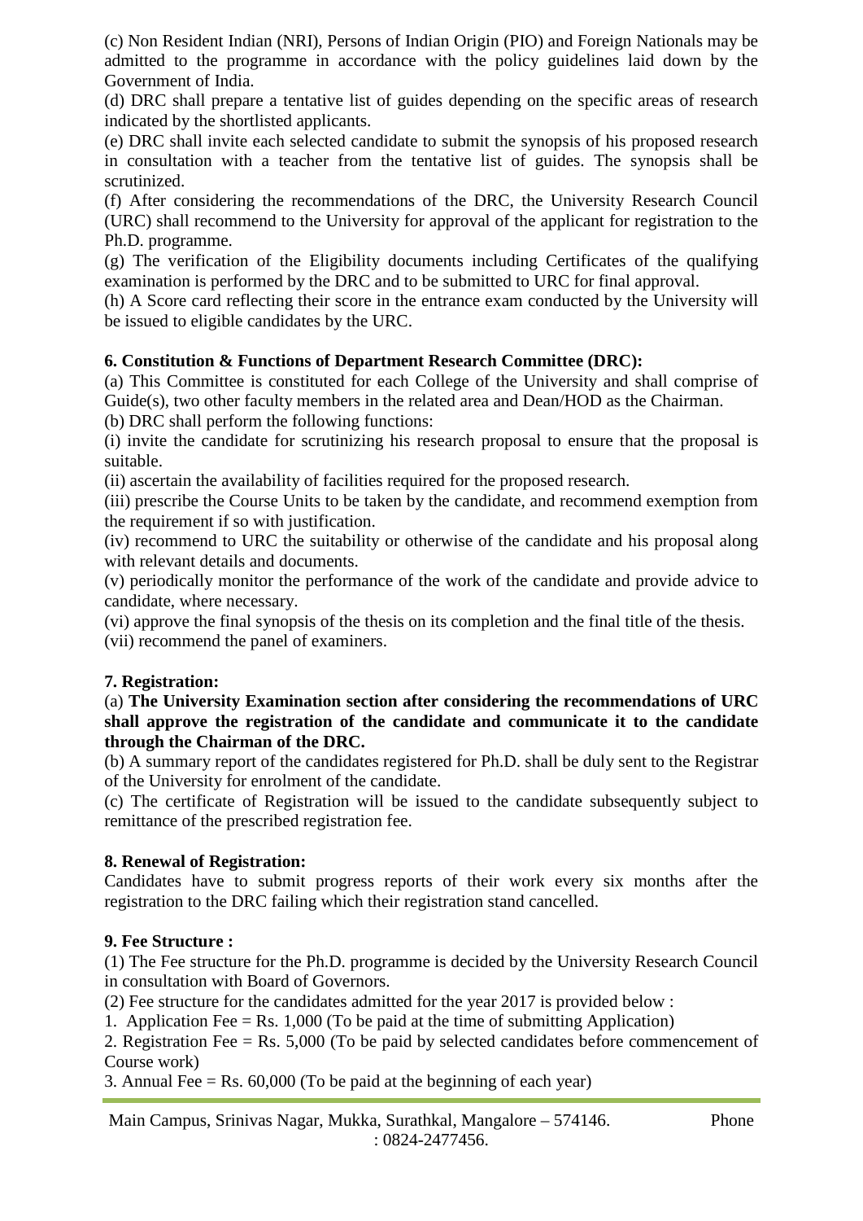(c) Non Resident Indian (NRI), Persons of Indian Origin (PIO) and Foreign Nationals may be admitted to the programme in accordance with the policy guidelines laid down by the Government of India.

(d) DRC shall prepare a tentative list of guides depending on the specific areas of research indicated by the shortlisted applicants.

(e) DRC shall invite each selected candidate to submit the synopsis of his proposed research in consultation with a teacher from the tentative list of guides. The synopsis shall be scrutinized.

(f) After considering the recommendations of the DRC, the University Research Council (URC) shall recommend to the University for approval of the applicant for registration to the Ph.D. programme.

(g) The verification of the Eligibility documents including Certificates of the qualifying examination is performed by the DRC and to be submitted to URC for final approval.

(h) A Score card reflecting their score in the entrance exam conducted by the University will be issued to eligible candidates by the URC.

**6. Constitution & Functions of Department Research Committee (DRC):**

(a) This Committee is constituted for each College of the University and shall comprise of Guide(s), two other faculty members in the related area and Dean/HOD as the Chairman.

(b) DRC shall perform the following functions:

(i) invite the candidate for scrutinizing his research proposal to ensure that the proposal is suitable.

(ii) ascertain the availability of facilities required for the proposed research.

(iii) prescribe the Course Units to be taken by the candidate, and recommend exemption from the requirement if so with justification.

(iv) recommend to URC the suitability or otherwise of the candidate and his proposal along with relevant details and documents.

(v) periodically monitor the performance of the work of the candidate and provide advice to candidate, where necessary.

(vi) approve the final synopsis of the thesis on its completion and the final title of the thesis.

(vii) recommend the panel of examiners.

**7. Registration:**

(a) **The University Examination section after considering the recommendations of URC shall approve the registration of the candidate and communicate it to the candidate through the Chairman of the DRC.**

(b) A summary report of the candidates registered for Ph.D. shall be duly sent to the Registrar of the University for enrolment of the candidate.

(c) The certificate of Registration will be issued to the candidate subsequently subject to remittance of the prescribed registration fee.

**8. Renewal of Registration:**

Candidates have to submit progress reports of their work every six months after the registration to the DRC failing which their registration stand cancelled.

**9. Fee Structure :**

(1) The Fee structure for the Ph.D. programme is decided by the University Research Council in consultation with Board of Governors.

(2) Fee structure for the candidates admitted for the year 2017 is provided below :

1. Application Fee = Rs. 1,000 (To be paid at the time of submitting Application)

2. Registration Fee = Rs. 5,000 (To be paid by selected candidates before commencement of Course work)

3. Annual Fee = Rs. 60,000 (To be paid at the beginning of each year)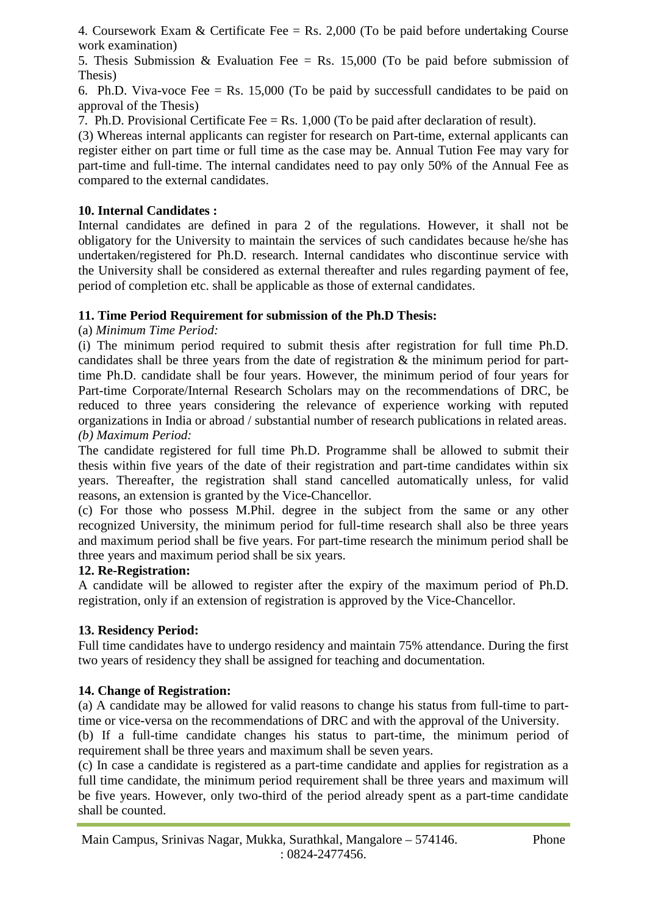4. Coursework Exam & Certificate Fee = Rs. 2,000 (To be paid before undertaking Course work examination)

5. Thesis Submission & Evaluation Fee = Rs. 15,000 (To be paid before submission of Thesis)

6. Ph.D. Viva-voce Fee = Rs. 15,000 (To be paid by successfull candidates to be paid on approval of the Thesis)

7. Ph.D. Provisional Certificate Fee = Rs. 1,000 (To be paid after declaration of result).

(3) Whereas internal applicants can register for research on Part-time, external applicants can register either on part time or full time as the case may be. Annual Tution Fee may vary for part-time and full-time. The internal candidates need to pay only 50% of the Annual Fee as compared to the external candidates.

**10. Internal Candidates :**

Internal candidates are defined in para 2 of the regulations. However, it shall not be obligatory for the University to maintain the services of such candidates because he/she has undertaken/registered for Ph.D. research. Internal candidates who discontinue service with the University shall be considered as external thereafter and rules regarding payment of fee, period of completion etc. shall be applicable as those of external candidates.

**11. Time Period Requirement for submission of the Ph.D Thesis:**

(a) *Minimum Time Period:*

(i) The minimum period required to submit thesis after registration for full time Ph.D. candidates shall be three years from the date of registration & the minimum period for part-time Ph.D. candidate shall be four years. However, the minimum period of four years for Part-time Corporate/Internal Research Scholars may on the recommendations of DRC, be reduced to three years considering the relevance of experience working with reputed organizations in India or abroad / substantial number of research publications in related areas.

*(b) Maximum Period:*

The candidate registered for full time Ph.D. Programme shall be allowed to submit their thesis within five years of the date of their registration and part-time candidates within six years. Thereafter, the registration shall stand cancelled automatically unless, for valid reasons, an extension is granted by the Vice-Chancellor.

(c) For those who possess M.Phil. degree in the subject from the same or any other recognized University, the minimum period for full-time research shall also be three years and maximum period shall be five years. For part-time research the minimum period shall be three years and maximum period shall be six years.

**12. Re-Registration:**

A candidate will be allowed to register after the expiry of the maximum period of Ph.D. registration, only if an extension of registration is approved by the Vice-Chancellor.

**13. Residency Period:**

Full time candidates have to undergo residency and maintain 75% attendance. During the first two years of residency they shall be assigned for teaching and documentation.

**14. Change of Registration:**

(a) A candidate may be allowed for valid reasons to change his status from full-time to part-time or vice-versa on the recommendations of DRC and with the approval of the University.

(b) If a full-time candidate changes his status to part-time, the minimum period of requirement shall be three years and maximum shall be seven years.

(c) In case a candidate is registered as a part-time candidate and applies for registration as a full time candidate, the minimum period requirement shall be three years and maximum will be five years. However, only two-third of the period already spent as a part-time candidate shall be counted.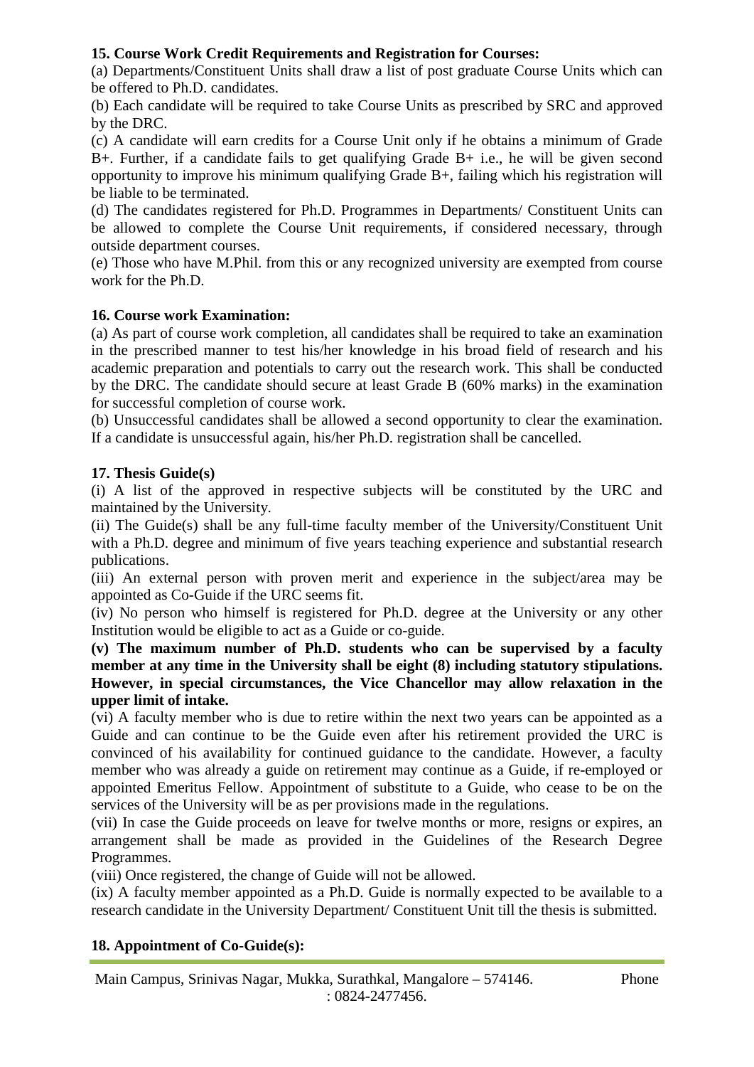**15. Course Work Credit Requirements and Registration for Courses:**

(a) Departments/Constituent Units shall draw a list of post graduate Course Units which can be offered to Ph.D. candidates.

(b) Each candidate will be required to take Course Units as prescribed by SRC and approved by the DRC.

(c) A candidate will earn credits for a Course Unit only if he obtains a minimum of Grade B+. Further, if a candidate fails to get qualifying Grade B+ i.e., he will be given second opportunity to improve his minimum qualifying Grade B+, failing which his registration will be liable to be terminated.

(d) The candidates registered for Ph.D. Programmes in Departments/ Constituent Units can be allowed to complete the Course Unit requirements, if considered necessary, through outside department courses.

(e) Those who have M.Phil. from this or any recognized university are exempted from course work for the Ph.D.

**16. Course work Examination:**

(a) As part of course work completion, all candidates shall be required to take an examination in the prescribed manner to test his/her knowledge in his broad field of research and his academic preparation and potentials to carry out the research work. This shall be conducted by the DRC. The candidate should secure at least Grade B (60% marks) in the examination for successful completion of course work.

(b) Unsuccessful candidates shall be allowed a second opportunity to clear the examination. If a candidate is unsuccessful again, his/her Ph.D. registration shall be cancelled.

**17. Thesis Guide(s)**

(i) A list of the approved in respective subjects will be constituted by the URC and maintained by the University.

(ii) The Guide(s) shall be any full-time faculty member of the University/Constituent Unit with a Ph.D. degree and minimum of five years teaching experience and substantial research publications.

(iii) An external person with proven merit and experience in the subject/area may be appointed as Co-Guide if the URC seems fit.

(iv) No person who himself is registered for Ph.D. degree at the University or any other Institution would be eligible to act as a Guide or co-guide.

**(v) The maximum number of Ph.D. students who can be supervised by a faculty member at any time in the University shall be eight (8) including statutory stipulations. However, in special circumstances, the Vice Chancellor may allow relaxation in the upper limit of intake.**

(vi) A faculty member who is due to retire within the next two years can be appointed as a Guide and can continue to be the Guide even after his retirement provided the URC is convinced of his availability for continued guidance to the candidate. However, a faculty member who was already a guide on retirement may continue as a Guide, if re-employed or appointed Emeritus Fellow. Appointment of substitute to a Guide, who cease to be on the services of the University will be as per provisions made in the regulations.

(vii) In case the Guide proceeds on leave for twelve months or more, resigns or expires, an arrangement shall be made as provided in the Guidelines of the Research Degree Programmes.

(viii) Once registered, the change of Guide will not be allowed.

(ix) A faculty member appointed as a Ph.D. Guide is normally expected to be available to a research candidate in the University Department/ Constituent Unit till the thesis is submitted.

**18. Appointment of Co-Guide(s):**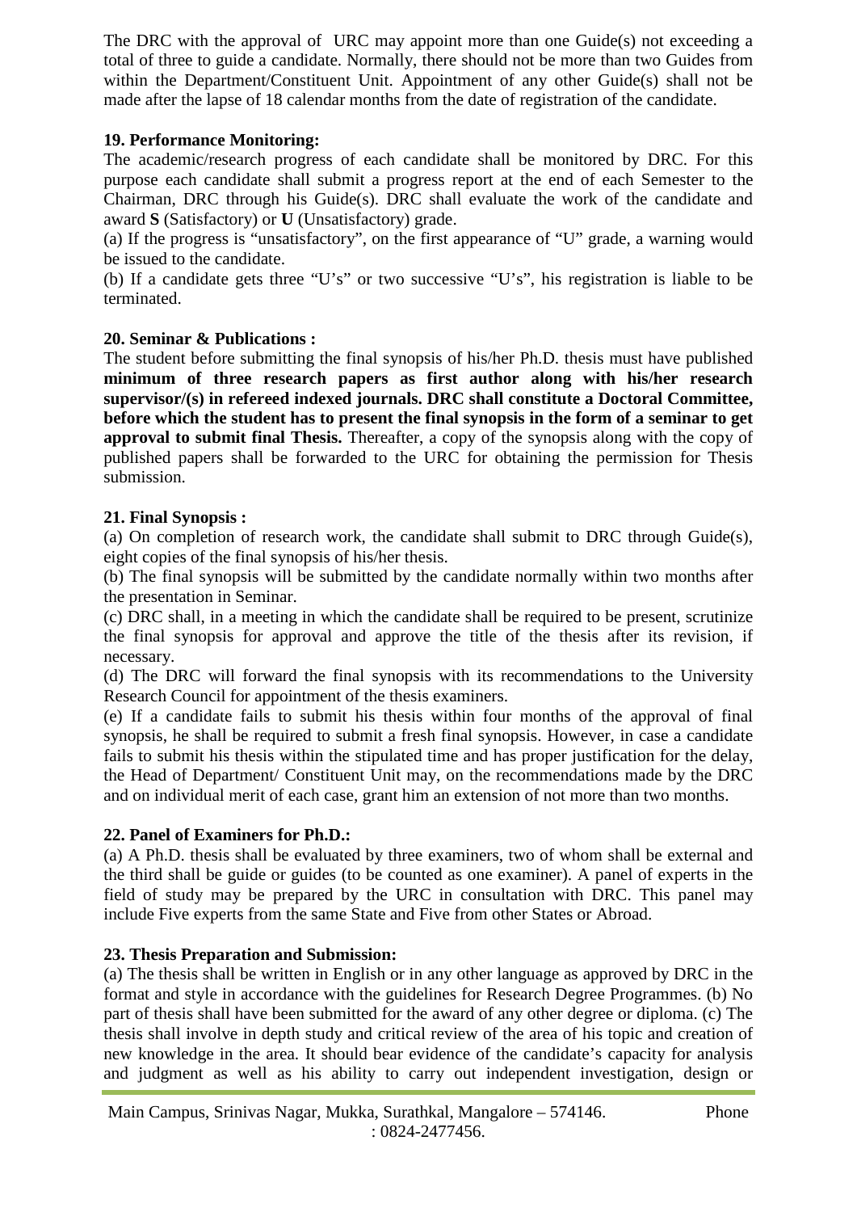The DRC with the approval of URC may appoint more than one Guide(s) not exceeding a total of three to guide a candidate. Normally, there should not be more than two Guides from within the Department/Constituent Unit. Appointment of any other Guide(s) shall not be made after the lapse of 18 calendar months from the date of registration of the candidate.

**19. Performance Monitoring:**

The academic/research progress of each candidate shall be monitored by DRC. For this purpose each candidate shall submit a progress report at the end of each Semester to the Chairman, DRC through his Guide(s). DRC shall evaluate the work of the candidate and award **S** (Satisfactory) or **U** (Unsatisfactory) grade.

(a) If the progress is "unsatisfactory", on the first appearance of "U" grade, a warning would be issued to the candidate.

(b) If a candidate gets three "U's" or two successive "U's", his registration is liable to be terminated.

**20. Seminar & Publications :**

The student before submitting the final synopsis of his/her Ph.D. thesis must have published **minimum of three research papers as first author along with his/her research supervisor/(s) in refereed indexed journals. DRC shall constitute a Doctoral Committee, before which the student has to present the final synopsis in the form of a seminar to get approval to submit final Thesis.** Thereafter, a copy of the synopsis along with the copy of published papers shall be forwarded to the URC for obtaining the permission for Thesis submission.

**21. Final Synopsis :**

(a) On completion of research work, the candidate shall submit to DRC through Guide(s), eight copies of the final synopsis of his/her thesis.

(b) The final synopsis will be submitted by the candidate normally within two months after the presentation in Seminar.

(c) DRC shall, in a meeting in which the candidate shall be required to be present, scrutinize the final synopsis for approval and approve the title of the thesis after its revision, if necessary.

(d) The DRC will forward the final synopsis with its recommendations to the University Research Council for appointment of the thesis examiners.

(e) If a candidate fails to submit his thesis within four months of the approval of final synopsis, he shall be required to submit a fresh final synopsis. However, in case a candidate fails to submit his thesis within the stipulated time and has proper justification for the delay, the Head of Department/ Constituent Unit may, on the recommendations made by the DRC and on individual merit of each case, grant him an extension of not more than two months.

**22. Panel of Examiners for Ph.D.:**

(a) A Ph.D. thesis shall be evaluated by three examiners, two of whom shall be external and the third shall be guide or guides (to be counted as one examiner). A panel of experts in the field of study may be prepared by the URC in consultation with DRC. This panel may include Five experts from the same State and Five from other States or Abroad.

**23. Thesis Preparation and Submission:**

(a) The thesis shall be written in English or in any other language as approved by DRC in the format and style in accordance with the guidelines for Research Degree Programmes. (b) No part of thesis shall have been submitted for the award of any other degree or diploma. (c) The thesis shall involve in depth study and critical review of the area of his topic and creation of new knowledge in the area. It should bear evidence of the candidate's capacity for analysis and judgment as well as his ability to carry out independent investigation, design or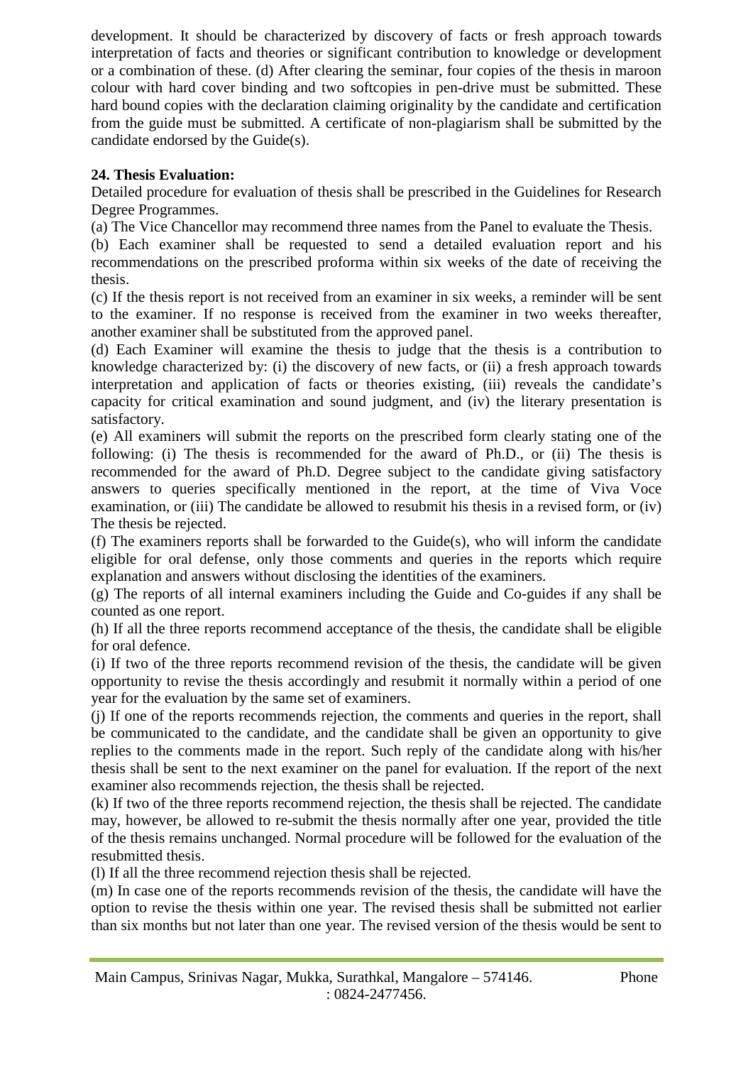development. It should be characterized by discovery of facts or fresh approach towards interpretation of facts and theories or significant contribution to knowledge or development or a combination of these. (d) After clearing the seminar, four copies of the thesis in maroon colour with hard cover binding and two softcopies in pen-drive must be submitted. These hard bound copies with the declaration claiming originality by the candidate and certification from the guide must be submitted. A certificate of non-plagiarism shall be submitted by the candidate endorsed by the Guide(s).

**24. Thesis Evaluation:**

Detailed procedure for evaluation of thesis shall be prescribed in the Guidelines for Research Degree Programmes.

(a) The Vice Chancellor may recommend three names from the Panel to evaluate the Thesis.

(b) Each examiner shall be requested to send a detailed evaluation report and his recommendations on the prescribed proforma within six weeks of the date of receiving the thesis.

(c) If the thesis report is not received from an examiner in six weeks, a reminder will be sent to the examiner. If no response is received from the examiner in two weeks thereafter, another examiner shall be substituted from the approved panel.

(d) Each Examiner will examine the thesis to judge that the thesis is a contribution to knowledge characterized by: (i) the discovery of new facts, or (ii) a fresh approach towards interpretation and application of facts or theories existing, (iii) reveals the candidate's capacity for critical examination and sound judgment, and (iv) the literary presentation is satisfactory.

(e) All examiners will submit the reports on the prescribed form clearly stating one of the following: (i) The thesis is recommended for the award of Ph.D., or (ii) The thesis is recommended for the award of Ph.D. Degree subject to the candidate giving satisfactory answers to queries specifically mentioned in the report, at the time of Viva Voce examination, or (iii) The candidate be allowed to resubmit his thesis in a revised form, or (iv) The thesis be rejected.

(f) The examiners reports shall be forwarded to the Guide(s), who will inform the candidate eligible for oral defense, only those comments and queries in the reports which require explanation and answers without disclosing the identities of the examiners.

(g) The reports of all internal examiners including the Guide and Co-guides if any shall be counted as one report.

(h) If all the three reports recommend acceptance of the thesis, the candidate shall be eligible for oral defence.

(i) If two of the three reports recommend revision of the thesis, the candidate will be given opportunity to revise the thesis accordingly and resubmit it normally within a period of one year for the evaluation by the same set of examiners.

(j) If one of the reports recommends rejection, the comments and queries in the report, shall be communicated to the candidate, and the candidate shall be given an opportunity to give replies to the comments made in the report. Such reply of the candidate along with his/her thesis shall be sent to the next examiner on the panel for evaluation. If the report of the next examiner also recommends rejection, the thesis shall be rejected.

(k) If two of the three reports recommend rejection, the thesis shall be rejected. The candidate may, however, be allowed to re-submit the thesis normally after one year, provided the title of the thesis remains unchanged. Normal procedure will be followed for the evaluation of the resubmitted thesis.

(l) If all the three recommend rejection thesis shall be rejected.

(m) In case one of the reports recommends revision of the thesis, the candidate will have the option to revise the thesis within one year. The revised thesis shall be submitted not earlier than six months but not later than one year. The revised version of the thesis would be sent to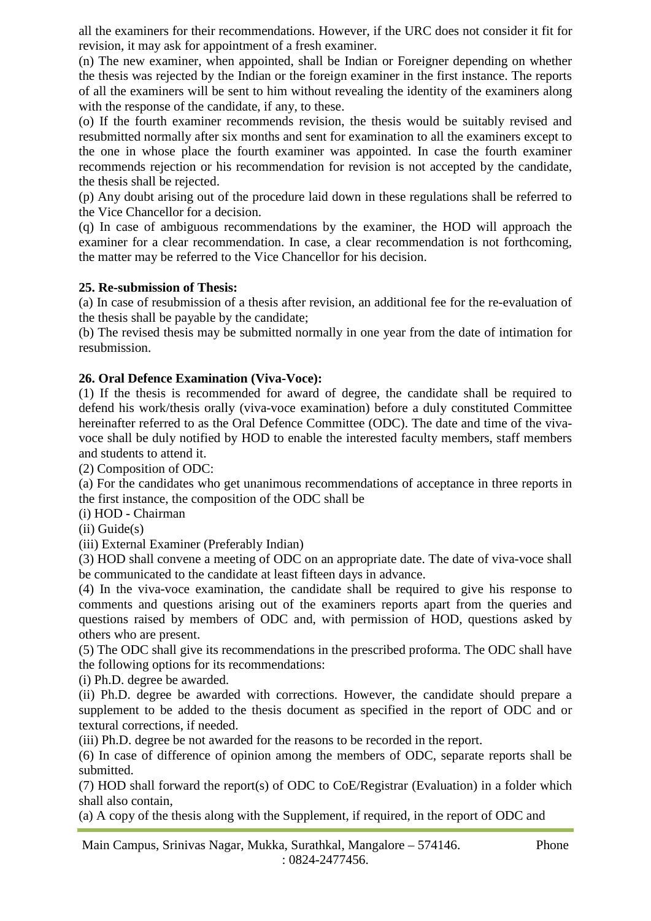all the examiners for their recommendations. However, if the URC does not consider it fit for revision, it may ask for appointment of a fresh examiner.

(n) The new examiner, when appointed, shall be Indian or Foreigner depending on whether the thesis was rejected by the Indian or the foreign examiner in the first instance. The reports of all the examiners will be sent to him without revealing the identity of the examiners along with the response of the candidate, if any, to these.

(o) If the fourth examiner recommends revision, the thesis would be suitably revised and resubmitted normally after six months and sent for examination to all the examiners except to the one in whose place the fourth examiner was appointed. In case the fourth examiner recommends rejection or his recommendation for revision is not accepted by the candidate, the thesis shall be rejected.

(p) Any doubt arising out of the procedure laid down in these regulations shall be referred to the Vice Chancellor for a decision.

(q) In case of ambiguous recommendations by the examiner, the HOD will approach the examiner for a clear recommendation. In case, a clear recommendation is not forthcoming, the matter may be referred to the Vice Chancellor for his decision.

**25. Re-submission of Thesis:**

(a) In case of resubmission of a thesis after revision, an additional fee for the re-evaluation of the thesis shall be payable by the candidate;

(b) The revised thesis may be submitted normally in one year from the date of intimation for resubmission.

**26. Oral Defence Examination (Viva-Voce):**

(1) If the thesis is recommended for award of degree, the candidate shall be required to defend his work/thesis orally (viva-voce examination) before a duly constituted Committee hereinafter referred to as the Oral Defence Committee (ODC). The date and time of the viva-voce shall be duly notified by HOD to enable the interested faculty members, staff members and students to attend it.

(2) Composition of ODC:

(a) For the candidates who get unanimous recommendations of acceptance in three reports in the first instance, the composition of the ODC shall be

(i) HOD - Chairman

(ii) Guide(s)

(iii) External Examiner (Preferably Indian)

(3) HOD shall convene a meeting of ODC on an appropriate date. The date of viva-voce shall be communicated to the candidate at least fifteen days in advance.

(4) In the viva-voce examination, the candidate shall be required to give his response to comments and questions arising out of the examiners reports apart from the queries and questions raised by members of ODC and, with permission of HOD, questions asked by others who are present.

(5) The ODC shall give its recommendations in the prescribed proforma. The ODC shall have the following options for its recommendations:

(i) Ph.D. degree be awarded.

(ii) Ph.D. degree be awarded with corrections. However, the candidate should prepare a supplement to be added to the thesis document as specified in the report of ODC and or textural corrections, if needed.

(iii) Ph.D. degree be not awarded for the reasons to be recorded in the report.

(6) In case of difference of opinion among the members of ODC, separate reports shall be submitted.

(7) HOD shall forward the report(s) of ODC to CoE/Registrar (Evaluation) in a folder which shall also contain,

(a) A copy of the thesis along with the Supplement, if required, in the report of ODC and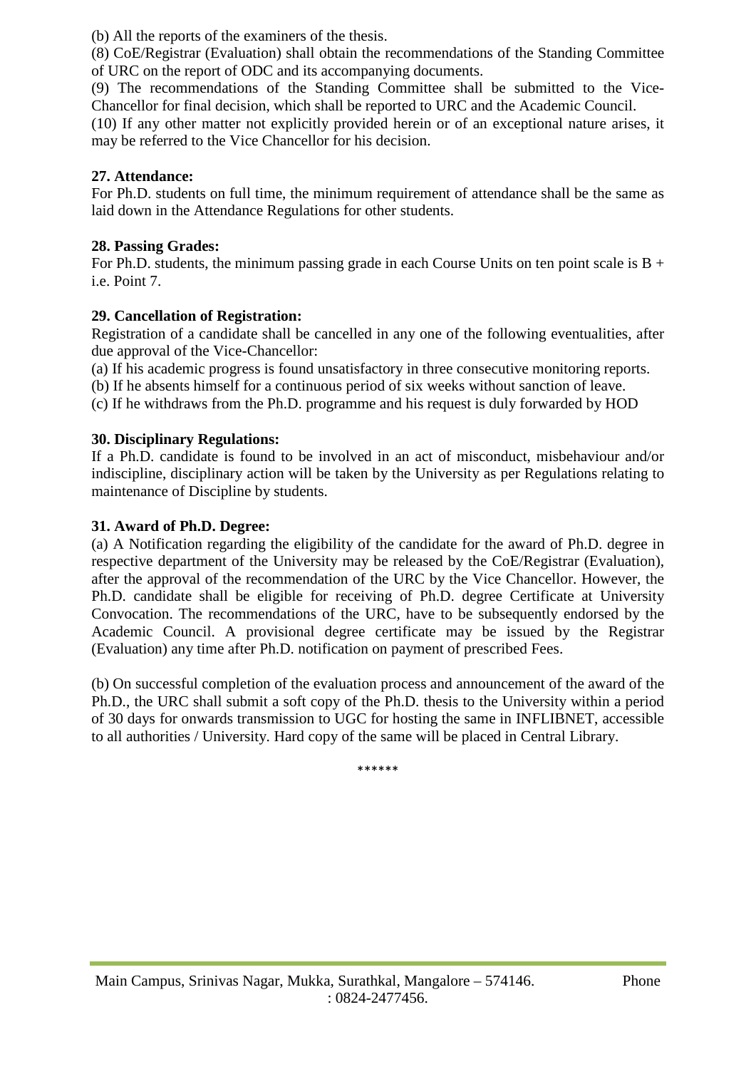(b) All the reports of the examiners of the thesis.

(8) CoE/Registrar (Evaluation) shall obtain the recommendations of the Standing Committee of URC on the report of ODC and its accompanying documents.

(9) The recommendations of the Standing Committee shall be submitted to the Vice-Chancellor for final decision, which shall be reported to URC and the Academic Council.

(10) If any other matter not explicitly provided herein or of an exceptional nature arises, it may be referred to the Vice Chancellor for his decision.

**27. Attendance:**

For Ph.D. students on full time, the minimum requirement of attendance shall be the same as laid down in the Attendance Regulations for other students.

**28. Passing Grades:**

For Ph.D. students, the minimum passing grade in each Course Units on ten point scale is B + i.e. Point 7.

**29. Cancellation of Registration:**

Registration of a candidate shall be cancelled in any one of the following eventualities, after due approval of the Vice-Chancellor:

(a) If his academic progress is found unsatisfactory in three consecutive monitoring reports.

(b) If he absents himself for a continuous period of six weeks without sanction of leave.

(c) If he withdraws from the Ph.D. programme and his request is duly forwarded by HOD

**30. Disciplinary Regulations:**

If a Ph.D. candidate is found to be involved in an act of misconduct, misbehaviour and/or indiscipline, disciplinary action will be taken by the University as per Regulations relating to maintenance of Discipline by students.

**31. Award of Ph.D. Degree:**

(a) A Notification regarding the eligibility of the candidate for the award of Ph.D. degree in respective department of the University may be released by the CoE/Registrar (Evaluation), after the approval of the recommendation of the URC by the Vice Chancellor. However, the Ph.D. candidate shall be eligible for receiving of Ph.D. degree Certificate at University Convocation. The recommendations of the URC, have to be subsequently endorsed by the Academic Council. A provisional degree certificate may be issued by the Registrar (Evaluation) any time after Ph.D. notification on payment of prescribed Fees.

(b) On successful completion of the evaluation process and announcement of the award of the Ph.D., the URC shall submit a soft copy of the Ph.D. thesis to the University within a period of 30 days for onwards transmission to UGC for hosting the same in INFLIBNET, accessible to all authorities / University. Hard copy of the same will be placed in Central Library.

******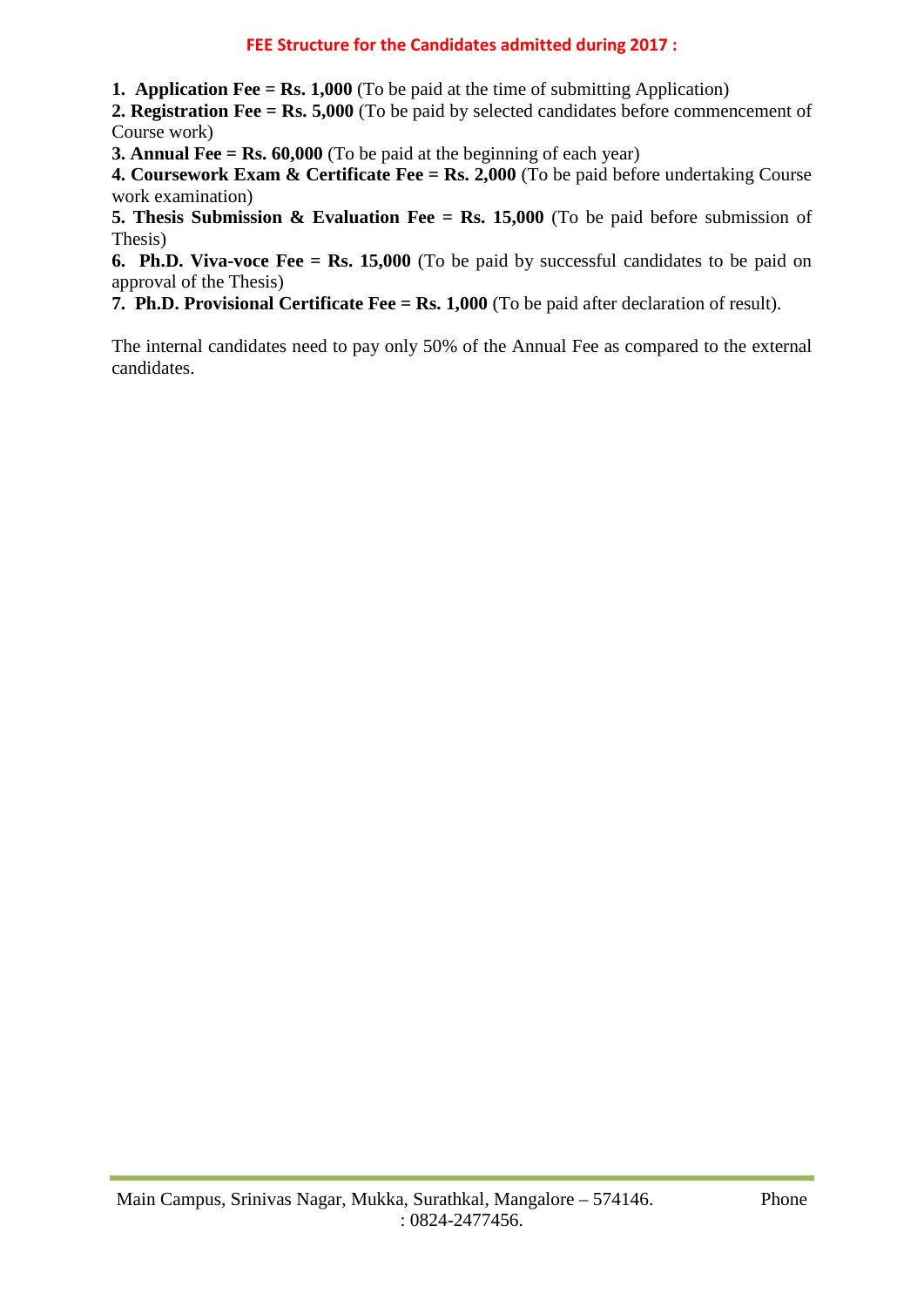**FEE Structure for the Candidates admitted during 2017 :**

**1. Application Fee = Rs. 1,000** (To be paid at the time of submitting Application)

**2. Registration Fee = Rs. 5,000** (To be paid by selected candidates before commencement of Course work)

**3. Annual Fee = Rs. 60,000** (To be paid at the beginning of each year)

**4. Coursework Exam & Certificate Fee = Rs. 2,000** (To be paid before undertaking Course work examination)

**5. Thesis Submission & Evaluation Fee = Rs. 15,000** (To be paid before submission of Thesis)

**6. Ph.D. Viva-voce Fee = Rs. 15,000** (To be paid by successful candidates to be paid on approval of the Thesis)

**7. Ph.D. Provisional Certificate Fee = Rs. 1,000** (To be paid after declaration of result).

The internal candidates need to pay only 50% of the Annual Fee as compared to the external candidates.